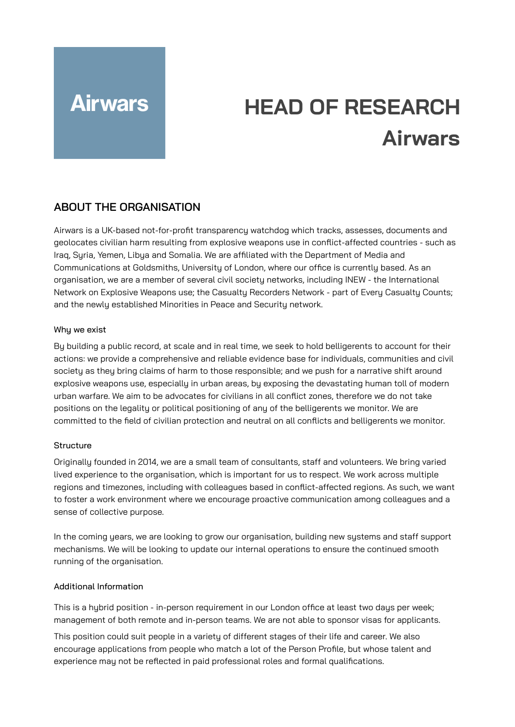Airwars

# HEAD OF RESEARCH
# Airwars

## ABOUT THE ORGANISATION

Airwars is a UK-based not-for-profit transparency watchdog which tracks, assesses, documents and geolocates civilian harm resulting from explosive weapons use in conflict-affected countries - such as Iraq, Syria, Yemen, Libya and Somalia. We are affiliated with the Department of Media and Communications at Goldsmiths, University of London, where our office is currently based. As an organisation, we are a member of several civil society networks, including INEW - the International Network on Explosive Weapons use; the Casualty Recorders Network - part of Every Casualty Counts; and the newly established Minorities in Peace and Security network.

### Why we exist

By building a public record, at scale and in real time, we seek to hold belligerents to account for their actions: we provide a comprehensive and reliable evidence base for individuals, communities and civil society as they bring claims of harm to those responsible; and we push for a narrative shift around explosive weapons use, especially in urban areas, by exposing the devastating human toll of modern urban warfare. We aim to be advocates for civilians in all conflict zones, therefore we do not take positions on the legality or political positioning of any of the belligerents we monitor. We are committed to the field of civilian protection and neutral on all conflicts and belligerents we monitor.

### Structure

Originally founded in 2014, we are a small team of consultants, staff and volunteers. We bring varied lived experience to the organisation, which is important for us to respect. We work across multiple regions and timezones, including with colleagues based in conflict-affected regions. As such, we want to foster a work environment where we encourage proactive communication among colleagues and a sense of collective purpose.

In the coming years, we are looking to grow our organisation, building new systems and staff support mechanisms. We will be looking to update our internal operations to ensure the continued smooth running of the organisation.

### Additional Information

This is a hybrid position - in-person requirement in our London office at least two days per week; management of both remote and in-person teams. We are not able to sponsor visas for applicants.

This position could suit people in a variety of different stages of their life and career. We also encourage applications from people who match a lot of the Person Profile, but whose talent and experience may not be reflected in paid professional roles and formal qualifications.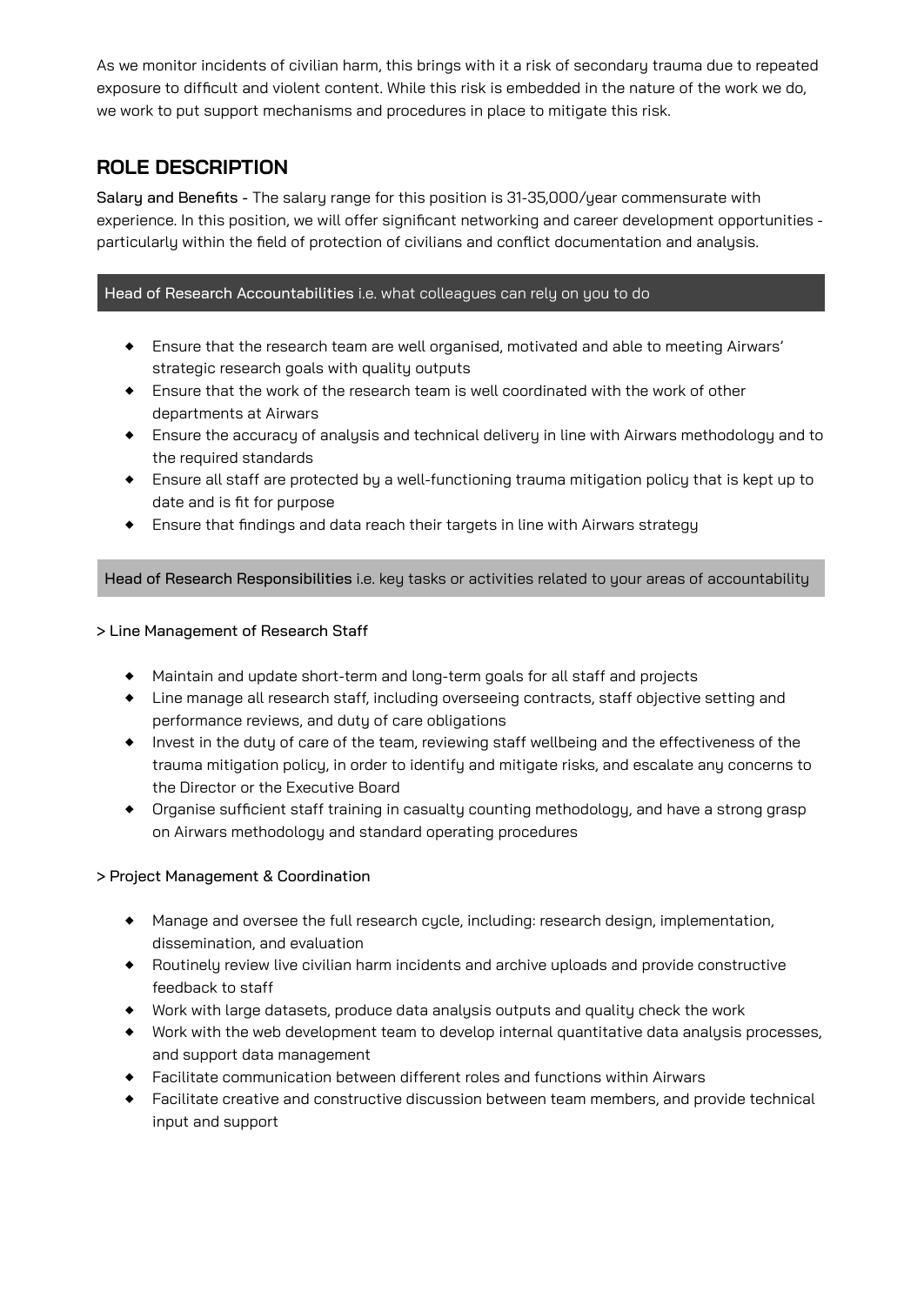As we monitor incidents of civilian harm, this brings with it a risk of secondary trauma due to repeated exposure to difficult and violent content. While this risk is embedded in the nature of the work we do, we work to put support mechanisms and procedures in place to mitigate this risk.

## ROLE DESCRIPTION

**Salary and Benefits** - The salary range for this position is 31-35,000/year commensurate with experience. In this position, we will offer significant networking and career development opportunities - particularly within the field of protection of civilians and conflict documentation and analysis.

**Head of Research Accountabilities** i.e. what colleagues can rely on you to do

- Ensure that the research team are well organised, motivated and able to meeting Airwars' strategic research goals with quality outputs
- Ensure that the work of the research team is well coordinated with the work of other departments at Airwars
- Ensure the accuracy of analysis and technical delivery in line with Airwars methodology and to the required standards
- Ensure all staff are protected by a well-functioning trauma mitigation policy that is kept up to date and is fit for purpose
- Ensure that findings and data reach their targets in line with Airwars strategy

**Head of Research Responsibilities** i.e. key tasks or activities related to your areas of accountability

**> Line Management of Research Staff**

- Maintain and update short-term and long-term goals for all staff and projects
- Line manage all research staff, including overseeing contracts, staff objective setting and performance reviews, and duty of care obligations
- Invest in the duty of care of the team, reviewing staff wellbeing and the effectiveness of the trauma mitigation policy, in order to identify and mitigate risks, and escalate any concerns to the Director or the Executive Board
- Organise sufficient staff training in casualty counting methodology, and have a strong grasp on Airwars methodology and standard operating procedures

**> Project Management & Coordination**

- Manage and oversee the full research cycle, including: research design, implementation, dissemination, and evaluation
- Routinely review live civilian harm incidents and archive uploads and provide constructive feedback to staff
- Work with large datasets, produce data analysis outputs and quality check the work
- Work with the web development team to develop internal quantitative data analysis processes, and support data management
- Facilitate communication between different roles and functions within Airwars
- Facilitate creative and constructive discussion between team members, and provide technical input and support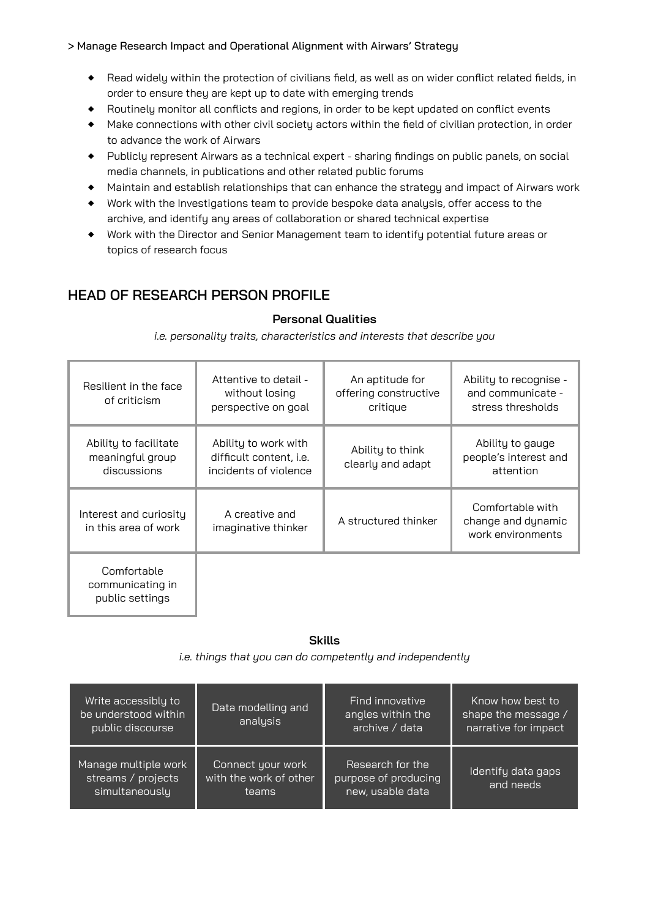> Manage Research Impact and Operational Alignment with Airwars' Strategy

- Read widely within the protection of civilians field, as well as on wider conflict related fields, in order to ensure they are kept up to date with emerging trends
- Routinely monitor all conflicts and regions, in order to be kept updated on conflict events
- Make connections with other civil society actors within the field of civilian protection, in order to advance the work of Airwars
- Publicly represent Airwars as a technical expert - sharing findings on public panels, on social media channels, in publications and other related public forums
- Maintain and establish relationships that can enhance the strategy and impact of Airwars work
- Work with the Investigations team to provide bespoke data analysis, offer access to the archive, and identify any areas of collaboration or shared technical expertise
- Work with the Director and Senior Management team to identify potential future areas or topics of research focus

## HEAD OF RESEARCH PERSON PROFILE

**Personal Qualities**

*i.e. personality traits, characteristics and interests that describe you*

| | | | |
|---|---|---|---|
| Resilient in the face of criticism | Attentive to detail - without losing perspective on goal | An aptitude for offering constructive critique | Ability to recognise - and communicate - stress thresholds |
| Ability to facilitate meaningful group discussions | Ability to work with difficult content, i.e. incidents of violence | Ability to think clearly and adapt | Ability to gauge people's interest and attention |
| Interest and curiosity in this area of work | A creative and imaginative thinker | A structured thinker | Comfortable with change and dynamic work environments |
| Comfortable communicating in public settings | | | |

**Skills**

*i.e. things that you can do competently and independently*

| | | | |
|---|---|---|---|
| Write accessibly to be understood within public discourse | Data modelling and analysis | Find innovative angles within the archive / data | Know how best to shape the message / narrative for impact |
| Manage multiple work streams / projects simultaneously | Connect your work with the work of other teams | Research for the purpose of producing new, usable data | Identify data gaps and needs |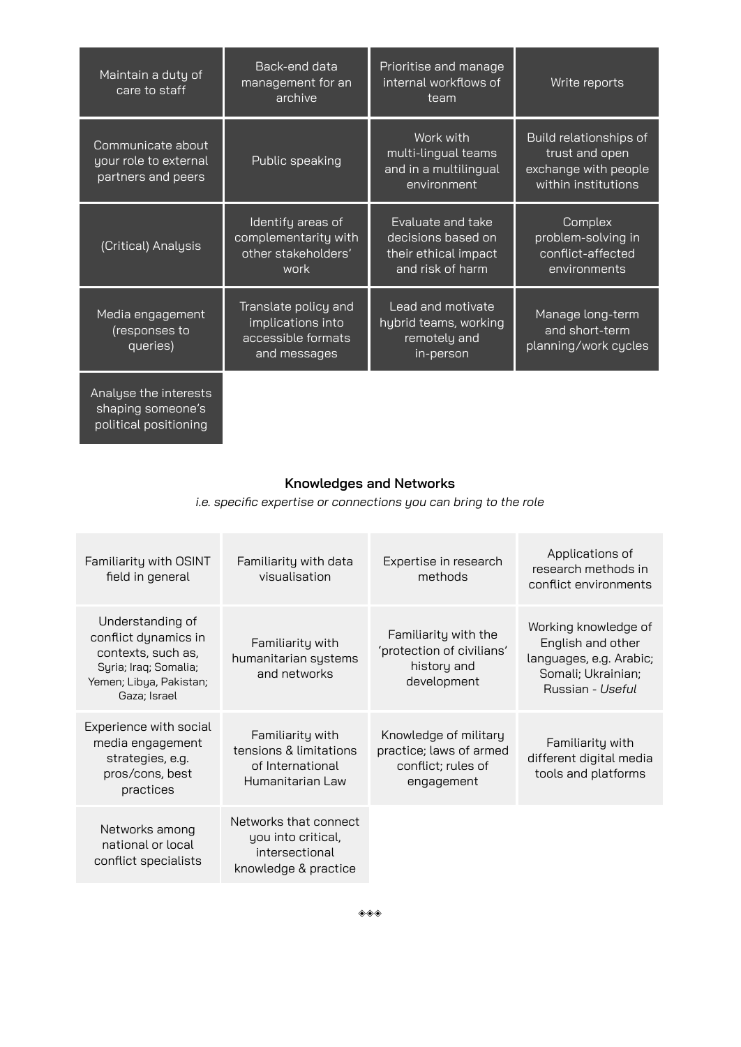| | | | |
|---|---|---|---|
| Maintain a duty of care to staff | Back-end data management for an archive | Prioritise and manage internal workflows of team | Write reports |
| Communicate about your role to external partners and peers | Public speaking | Work with multi-lingual teams and in a multilingual environment | Build relationships of trust and open exchange with people within institutions |
| (Critical) Analysis | Identify areas of complementarity with other stakeholders' work | Evaluate and take decisions based on their ethical impact and risk of harm | Complex problem-solving in conflict-affected environments |
| Media engagement (responses to queries) | Translate policy and implications into accessible formats and messages | Lead and motivate hybrid teams, working remotely and in-person | Manage long-term and short-term planning/work cycles |
| Analyse the interests shaping someone's political positioning | | | |

### Knowledges and Networks

*i.e. specific expertise or connections you can bring to the role*

| | | | |
|---|---|---|---|
| Familiarity with OSINT field in general | Familiarity with data visualisation | Expertise in research methods | Applications of research methods in conflict environments |
| Understanding of conflict dynamics in contexts, such as, Syria; Iraq; Somalia; Yemen; Libya, Pakistan; Gaza; Israel | Familiarity with humanitarian systems and networks | Familiarity with the 'protection of civilians' history and development | Working knowledge of English and other languages, e.g. Arabic; Somali; Ukrainian; Russian - *Useful* |
| Experience with social media engagement strategies, e.g. pros/cons, best practices | Familiarity with tensions & limitations of International Humanitarian Law | Knowledge of military practice; laws of armed conflict; rules of engagement | Familiarity with different digital media tools and platforms |
| Networks among national or local conflict specialists | Networks that connect you into critical, intersectional knowledge & practice | | |

◈◈◈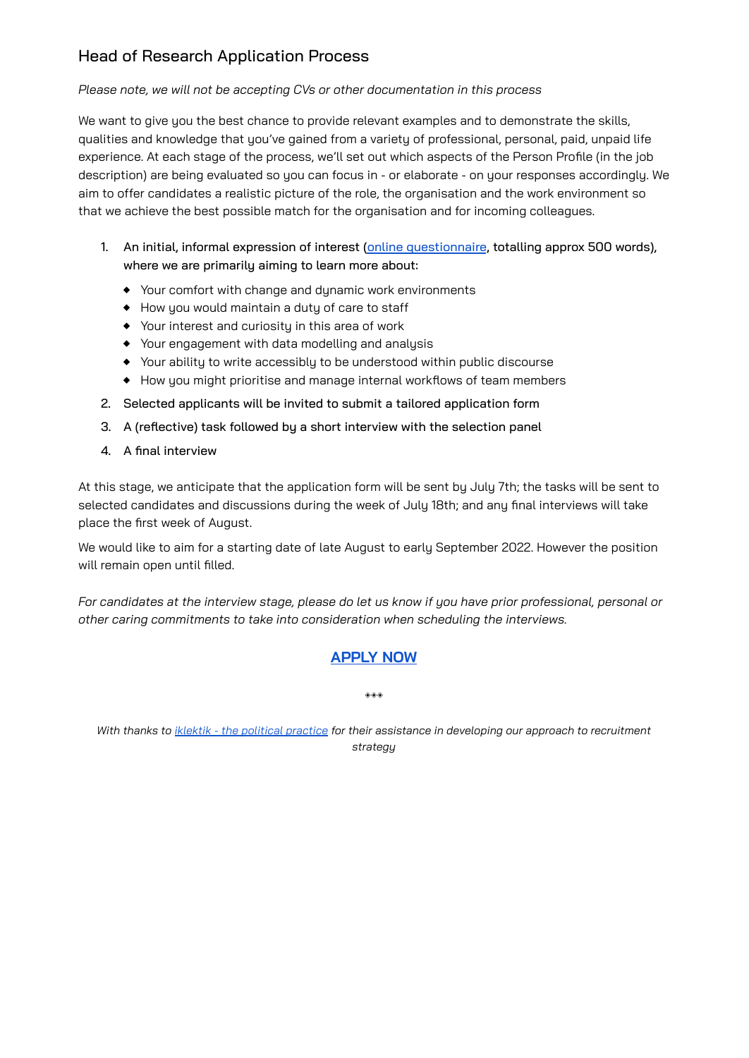## Head of Research Application Process

*Please note, we will not be accepting CVs or other documentation in this process*

We want to give you the best chance to provide relevant examples and to demonstrate the skills, qualities and knowledge that you've gained from a variety of professional, personal, paid, unpaid life experience. At each stage of the process, we'll set out which aspects of the Person Profile (in the job description) are being evaluated so you can focus in - or elaborate - on your responses accordingly. We aim to offer candidates a realistic picture of the role, the organisation and the work environment so that we achieve the best possible match for the organisation and for incoming colleagues.

1. An initial, informal expression of interest (online questionnaire, totalling approx 500 words), where we are primarily aiming to learn more about:
   - Your comfort with change and dynamic work environments
   - How you would maintain a duty of care to staff
   - Your interest and curiosity in this area of work
   - Your engagement with data modelling and analysis
   - Your ability to write accessibly to be understood within public discourse
   - How you might prioritise and manage internal workflows of team members
2. Selected applicants will be invited to submit a tailored application form
3. A (reflective) task followed by a short interview with the selection panel
4. A final interview

At this stage, we anticipate that the application form will be sent by July 7th; the tasks will be sent to selected candidates and discussions during the week of July 18th; and any final interviews will take place the first week of August.

We would like to aim for a starting date of late August to early September 2022. However the position will remain open until filled.

*For candidates at the interview stage, please do let us know if you have prior professional, personal or other caring commitments to take into consideration when scheduling the interviews.*

**APPLY NOW**

◈◈◈

*With thanks to iklektik - the political practice for their assistance in developing our approach to recruitment strategy*